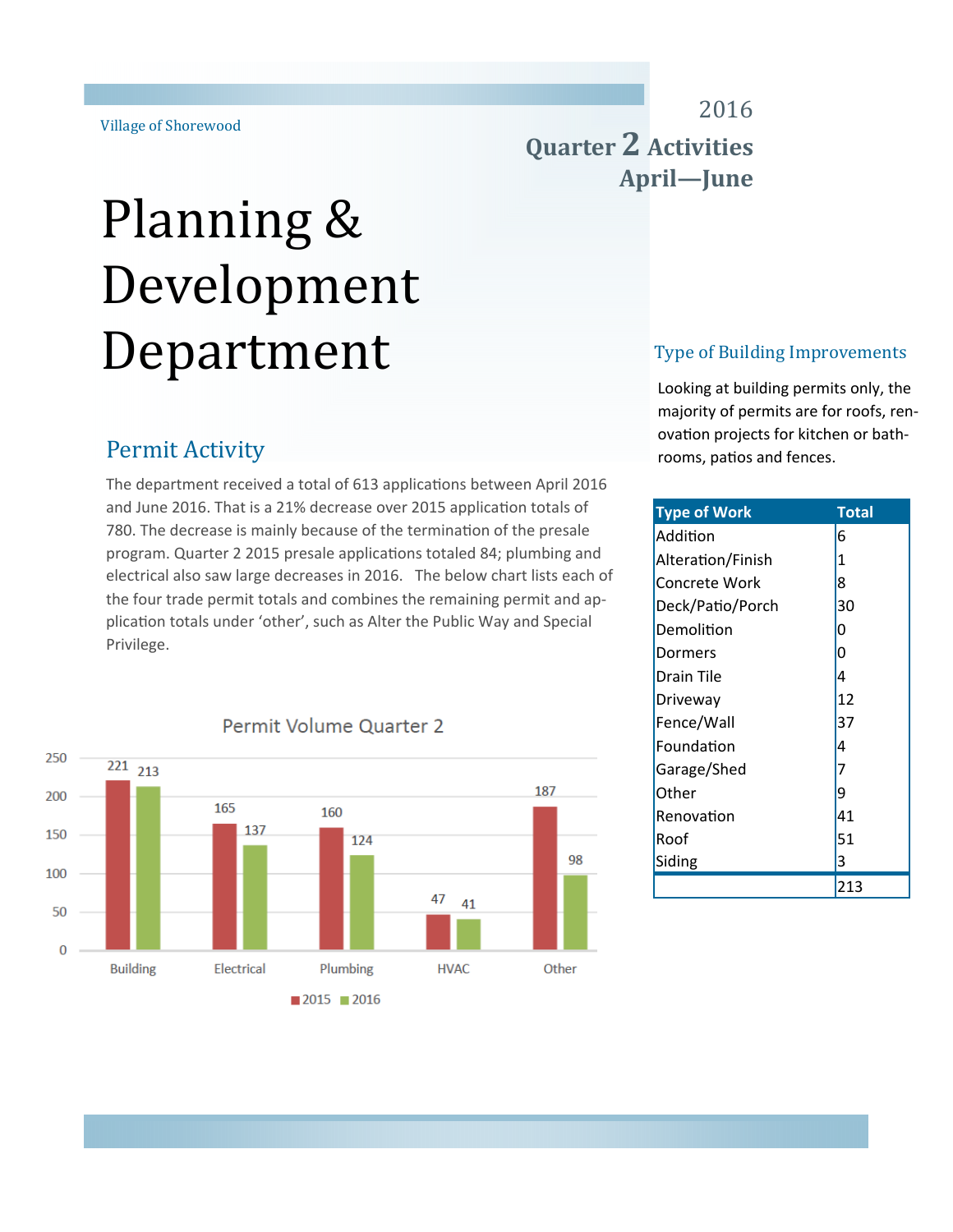Village of Shorewood

2016

**Quarter 2 Activities**
**April—June**

# Planning & Development Department

## Permit Activity

The department received a total of 613 applications between April 2016 and June 2016. That is a 21% decrease over 2015 application totals of 780. The decrease is mainly because of the termination of the presale program. Quarter 2 2015 presale applications totaled 84; plumbing and electrical also saw large decreases in 2016. The below chart lists each of the four trade permit totals and combines the remaining permit and application totals under 'other', such as Alter the Public Way and Special Privilege.

Permit Volume Quarter 2

| | 2015 | 2016 |
|---|---|---|
| Building | 221 | 213 |
| Electrical | 165 | 137 |
| Plumbing | 160 | 124 |
| HVAC | 47 | 41 |
| Other | 187 | 98 |

## Type of Building Improvements

Looking at building permits only, the majority of permits are for roofs, renovation projects for kitchen or bathrooms, patios and fences.

| Type of Work | Total |
|---|---|
| Addition | 6 |
| Alteration/Finish | 1 |
| Concrete Work | 8 |
| Deck/Patio/Porch | 30 |
| Demolition | 0 |
| Dormers | 0 |
| Drain Tile | 4 |
| Driveway | 12 |
| Fence/Wall | 37 |
| Foundation | 4 |
| Garage/Shed | 7 |
| Other | 9 |
| Renovation | 41 |
| Roof | 51 |
| Siding | 3 |
| | 213 |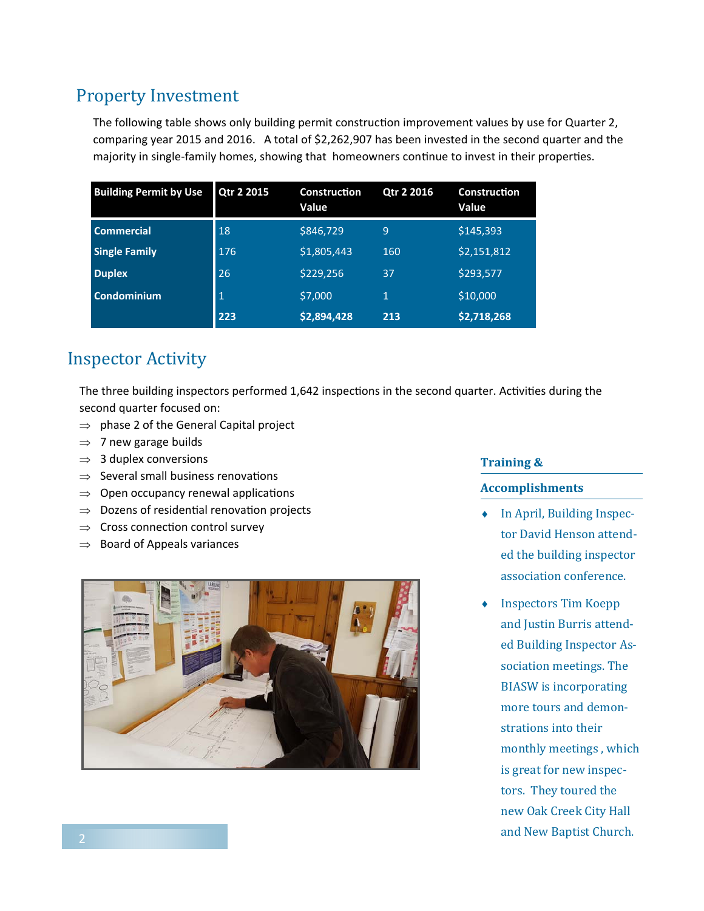## Property Investment

The following table shows only building permit construction improvement values by use for Quarter 2, comparing year 2015 and 2016. A total of $2,262,907 has been invested in the second quarter and the majority in single-family homes, showing that homeowners continue to invest in their properties.

| Building Permit by Use | Qtr 2 2015 | Construction Value | Qtr 2 2016 | Construction Value |
|---|---|---|---|---|
| **Commercial** | 18 | $846,729 | 9 | $145,393 |
| **Single Family** | 176 | $1,805,443 | 160 | $2,151,812 |
| **Duplex** | 26 | $229,256 | 37 | $293,577 |
| **Condominium** | 1 | $7,000 | 1 | $10,000 |
| | **223** | **$2,894,428** | **213** | **$2,718,268** |

## Inspector Activity

The three building inspectors performed 1,642 inspections in the second quarter. Activities during the second quarter focused on:

- ⇒ phase 2 of the General Capital project
- ⇒ 7 new garage builds
- ⇒ 3 duplex conversions
- ⇒ Several small business renovations
- ⇒ Open occupancy renewal applications
- ⇒ Dozens of residential renovation projects
- ⇒ Cross connection control survey
- ⇒ Board of Appeals variances

### Training & Accomplishments

- In April, Building Inspector David Henson attended the building inspector association conference.
- Inspectors Tim Koepp and Justin Burris attended Building Inspector Association meetings. The BIASW is incorporating more tours and demonstrations into their monthly meetings , which is great for new inspectors. They toured the new Oak Creek City Hall and New Baptist Church.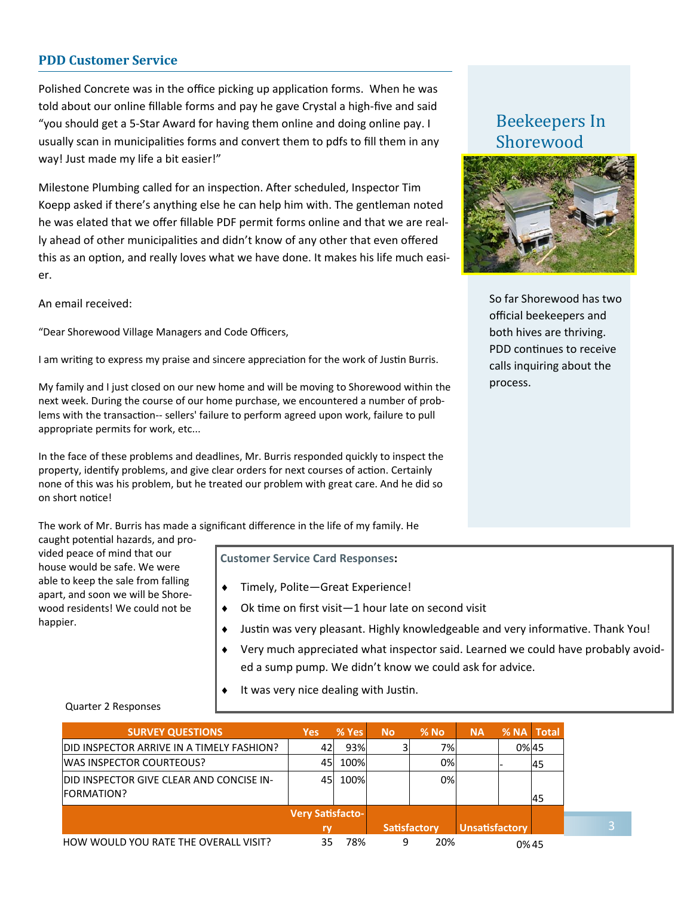## PDD Customer Service

Polished Concrete was in the office picking up application forms. When he was told about our online fillable forms and pay he gave Crystal a high-five and said "you should get a 5-Star Award for having them online and doing online pay. I usually scan in municipalities forms and convert them to pdfs to fill them in any way! Just made my life a bit easier!"

Milestone Plumbing called for an inspection. After scheduled, Inspector Tim Koepp asked if there's anything else he can help him with. The gentleman noted he was elated that we offer fillable PDF permit forms online and that we are really ahead of other municipalities and didn't know of any other that even offered this as an option, and really loves what we have done. It makes his life much easier.

An email received:

"Dear Shorewood Village Managers and Code Officers,

I am writing to express my praise and sincere appreciation for the work of Justin Burris.

My family and I just closed on our new home and will be moving to Shorewood within the next week. During the course of our home purchase, we encountered a number of problems with the transaction-- sellers' failure to perform agreed upon work, failure to pull appropriate permits for work, etc...

In the face of these problems and deadlines, Mr. Burris responded quickly to inspect the property, identify problems, and give clear orders for next courses of action. Certainly none of this was his problem, but he treated our problem with great care. And he did so on short notice!

The work of Mr. Burris has made a significant difference in the life of my family. He caught potential hazards, and provided peace of mind that our house would be safe. We were able to keep the sale from falling apart, and soon we will be Shorewood residents! We could not be happier.

**Customer Service Card Responses:**

- Timely, Polite—Great Experience!
- Ok time on first visit—1 hour late on second visit
- Justin was very pleasant. Highly knowledgeable and very informative. Thank You!
- Very much appreciated what inspector said. Learned we could have probably avoided a sump pump. We didn't know we could ask for advice.
- It was very nice dealing with Justin.

Quarter 2 Responses

| SURVEY QUESTIONS | Yes | % Yes | No | % No | NA | % NA | Total |
|---|---|---|---|---|---|---|---|
| DID INSPECTOR ARRIVE IN A TIMELY FASHION? | 42 | 93% | 3 | 7% | | 0% | 45 |
| WAS INSPECTOR COURTEOUS? | 45 | 100% | | 0% | | - | 45 |
| DID INSPECTOR GIVE CLEAR AND CONCISE INFORMATION? | 45 | 100% | | 0% | | | 45 |
| | Very Satisfactory | | Satisfactory | | Unsatisfactory | | |
| HOW WOULD YOU RATE THE OVERALL VISIT? | 35 | 78% | 9 | 20% | | 0% | 45 |

### Beekeepers In Shorewood

So far Shorewood has two official beekeepers and both hives are thriving. PDD continues to receive calls inquiring about the process.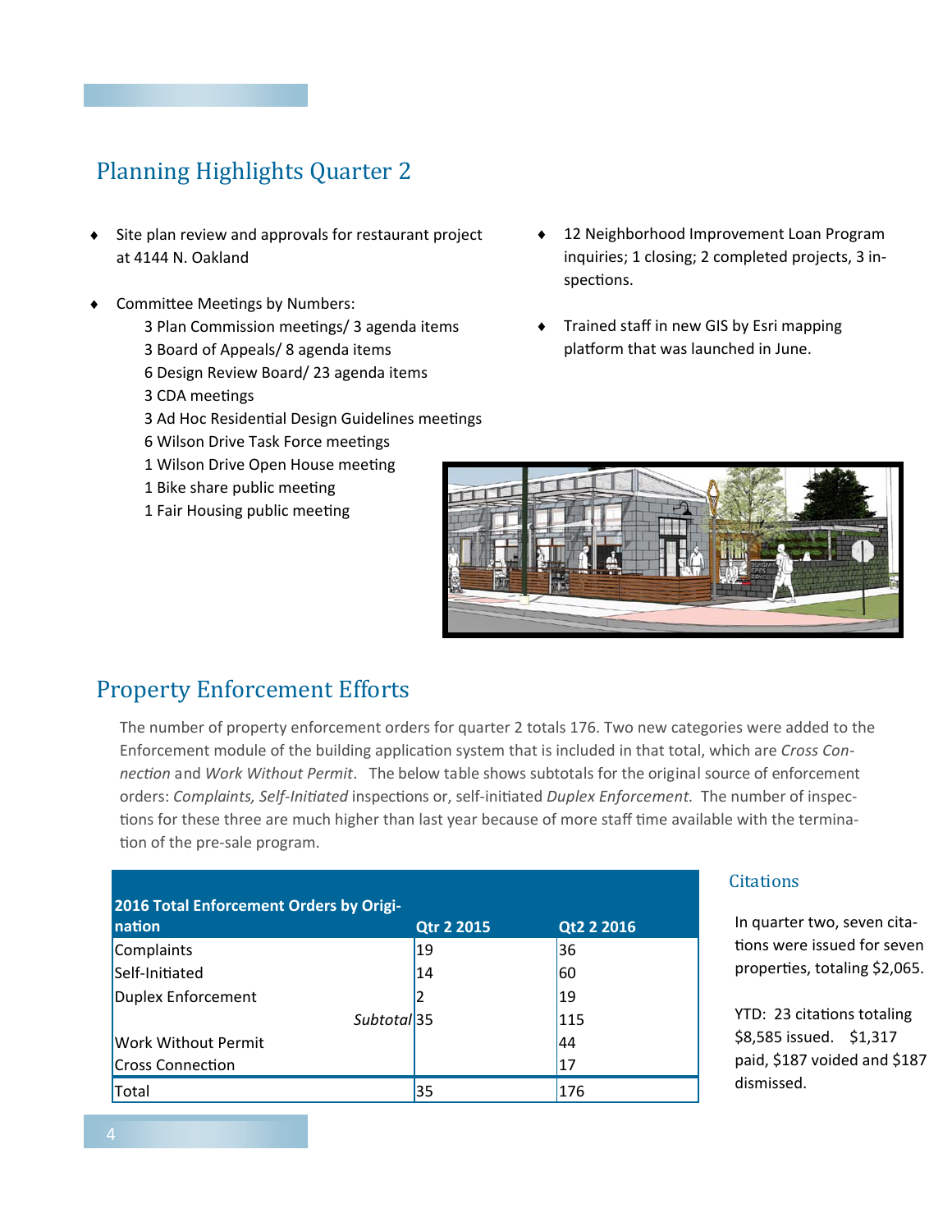## Planning Highlights Quarter 2

- Site plan review and approvals for restaurant project at 4144 N. Oakland
- Committee Meetings by Numbers:
  - 3 Plan Commission meetings/ 3 agenda items
  - 3 Board of Appeals/ 8 agenda items
  - 6 Design Review Board/ 23 agenda items
  - 3 CDA meetings
  - 3 Ad Hoc Residential Design Guidelines meetings
  - 6 Wilson Drive Task Force meetings
  - 1 Wilson Drive Open House meeting
  - 1 Bike share public meeting
  - 1 Fair Housing public meeting
- 12 Neighborhood Improvement Loan Program inquiries; 1 closing; 2 completed projects, 3 inspections.
- Trained staff in new GIS by Esri mapping platform that was launched in June.

## Property Enforcement Efforts

The number of property enforcement orders for quarter 2 totals 176. Two new categories were added to the Enforcement module of the building application system that is included in that total, which are *Cross Connection* and *Work Without Permit*. The below table shows subtotals for the original source of enforcement orders: *Complaints, Self-Initiated* inspections or, self-initiated *Duplex Enforcement.* The number of inspections for these three are much higher than last year because of more staff time available with the termination of the pre-sale program.

| 2016 Total Enforcement Orders by Origination | Qtr 2 2015 | Qt2 2 2016 |
|---|---|---|
| Complaints | 19 | 36 |
| Self-Initiated | 14 | 60 |
| Duplex Enforcement | 2 | 19 |
| *Subtotal* | 35 | 115 |
| Work Without Permit | | 44 |
| Cross Connection | | 17 |
| Total | 35 | 176 |

### Citations

In quarter two, seven citations were issued for seven properties, totaling $2,065.

YTD: 23 citations totaling $8,585 issued. $1,317 paid, $187 voided and $187 dismissed.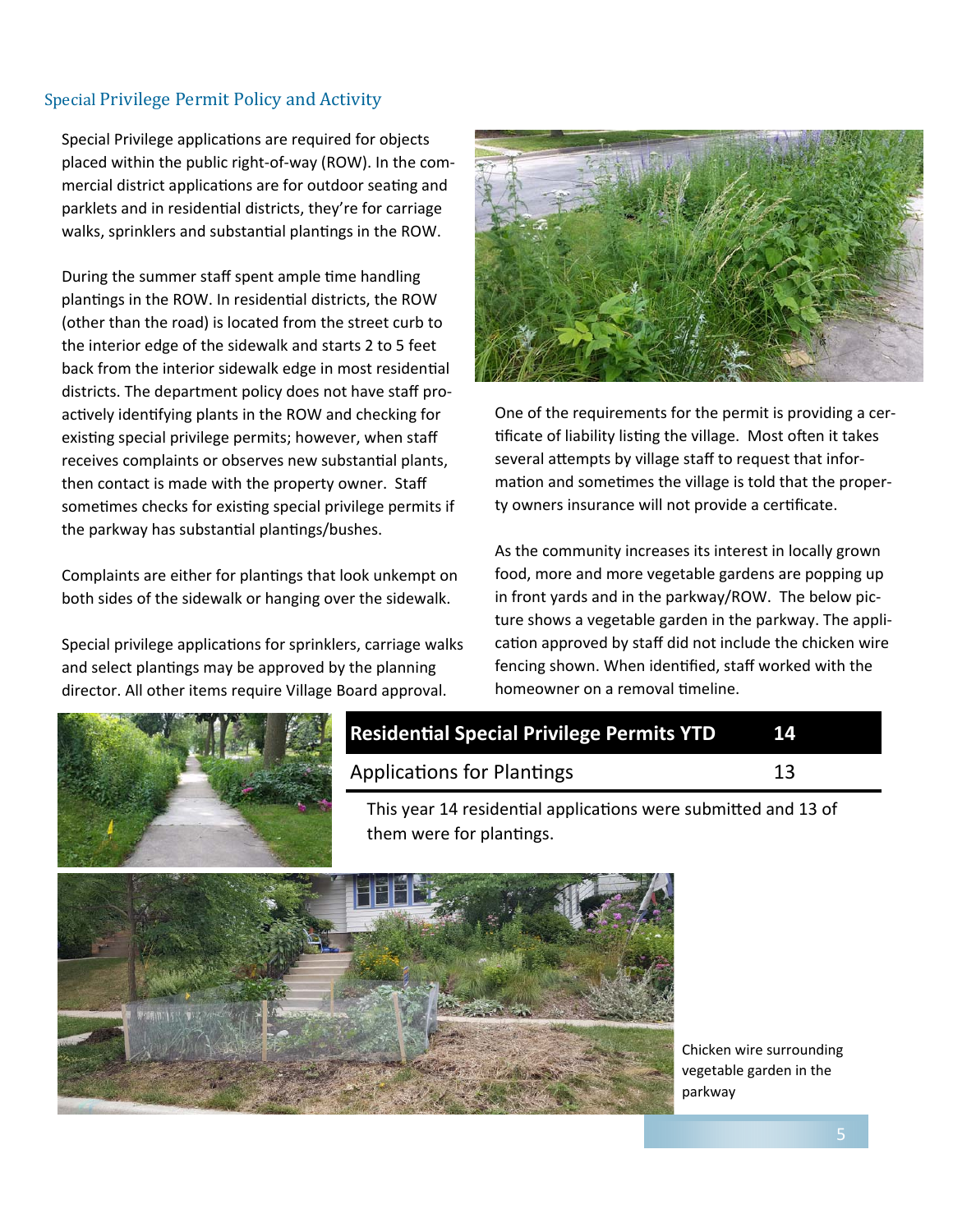## Special Privilege Permit Policy and Activity

Special Privilege applications are required for objects placed within the public right-of-way (ROW). In the commercial district applications are for outdoor seating and parklets and in residential districts, they're for carriage walks, sprinklers and substantial plantings in the ROW.

During the summer staff spent ample time handling plantings in the ROW. In residential districts, the ROW (other than the road) is located from the street curb to the interior edge of the sidewalk and starts 2 to 5 feet back from the interior sidewalk edge in most residential districts. The department policy does not have staff proactively identifying plants in the ROW and checking for existing special privilege permits; however, when staff receives complaints or observes new substantial plants, then contact is made with the property owner. Staff sometimes checks for existing special privilege permits if the parkway has substantial plantings/bushes.

Complaints are either for plantings that look unkempt on both sides of the sidewalk or hanging over the sidewalk.

Special privilege applications for sprinklers, carriage walks and select plantings may be approved by the planning director. All other items require Village Board approval.

One of the requirements for the permit is providing a certificate of liability listing the village. Most often it takes several attempts by village staff to request that information and sometimes the village is told that the property owners insurance will not provide a certificate.

As the community increases its interest in locally grown food, more and more vegetable gardens are popping up in front yards and in the parkway/ROW. The below picture shows a vegetable garden in the parkway. The application approved by staff did not include the chicken wire fencing shown. When identified, staff worked with the homeowner on a removal timeline.

| Residential Special Privilege Permits YTD | 14 |
|---|---|
| Applications for Plantings | 13 |

This year 14 residential applications were submitted and 13 of them were for plantings.

Chicken wire surrounding vegetable garden in the parkway